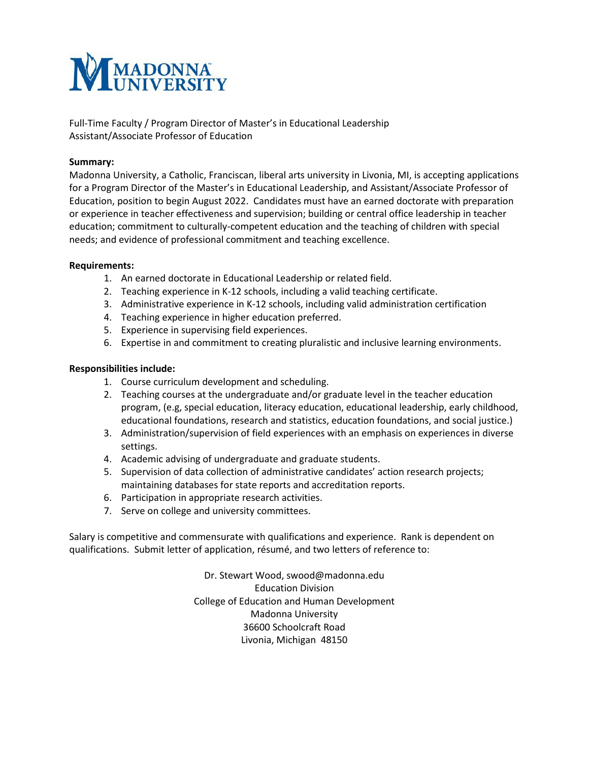# MADONNA UNIVERSITY

Full-Time Faculty / Program Director of Master's in Educational Leadership
Assistant/Associate Professor of Education

**Summary:**
Madonna University, a Catholic, Franciscan, liberal arts university in Livonia, MI, is accepting applications for a Program Director of the Master's in Educational Leadership, and Assistant/Associate Professor of Education, position to begin August 2022. Candidates must have an earned doctorate with preparation or experience in teacher effectiveness and supervision; building or central office leadership in teacher education; commitment to culturally-competent education and the teaching of children with special needs; and evidence of professional commitment and teaching excellence.

**Requirements:**

1. An earned doctorate in Educational Leadership or related field.
2. Teaching experience in K-12 schools, including a valid teaching certificate.
3. Administrative experience in K-12 schools, including valid administration certification
4. Teaching experience in higher education preferred.
5. Experience in supervising field experiences.
6. Expertise in and commitment to creating pluralistic and inclusive learning environments.

**Responsibilities include:**

1. Course curriculum development and scheduling.
2. Teaching courses at the undergraduate and/or graduate level in the teacher education program, (e.g, special education, literacy education, educational leadership, early childhood, educational foundations, research and statistics, education foundations, and social justice.)
3. Administration/supervision of field experiences with an emphasis on experiences in diverse settings.
4. Academic advising of undergraduate and graduate students.
5. Supervision of data collection of administrative candidates' action research projects; maintaining databases for state reports and accreditation reports.
6. Participation in appropriate research activities.
7. Serve on college and university committees.

Salary is competitive and commensurate with qualifications and experience. Rank is dependent on qualifications. Submit letter of application, résumé, and two letters of reference to:

Dr. Stewart Wood, swood@madonna.edu
Education Division
College of Education and Human Development
Madonna University
36600 Schoolcraft Road
Livonia, Michigan 48150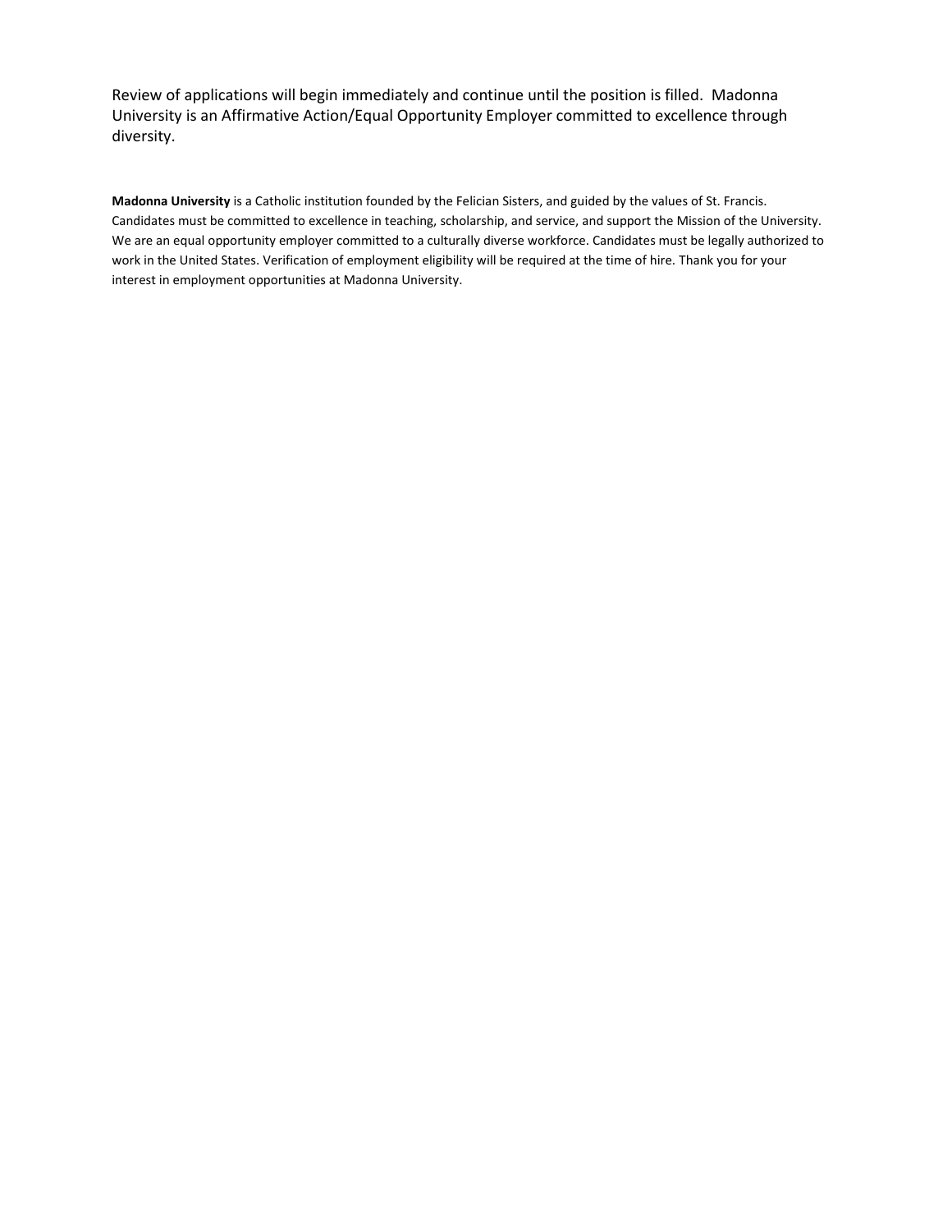Review of applications will begin immediately and continue until the position is filled. Madonna University is an Affirmative Action/Equal Opportunity Employer committed to excellence through diversity.

**Madonna University** is a Catholic institution founded by the Felician Sisters, and guided by the values of St. Francis. Candidates must be committed to excellence in teaching, scholarship, and service, and support the Mission of the University. We are an equal opportunity employer committed to a culturally diverse workforce. Candidates must be legally authorized to work in the United States. Verification of employment eligibility will be required at the time of hire. Thank you for your interest in employment opportunities at Madonna University.